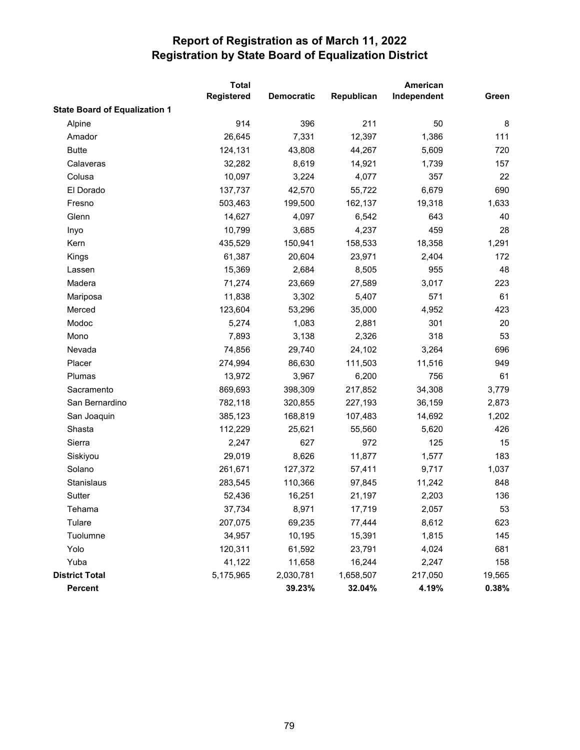# Report of Registration as of March 11, 2022
# Registration by State Board of Equalization District

| | Total Registered | Democratic | Republican | American Independent | Green |
|---|---|---|---|---|---|
| **State Board of Equalization 1** | | | | | |
| Alpine | 914 | 396 | 211 | 50 | 8 |
| Amador | 26,645 | 7,331 | 12,397 | 1,386 | 111 |
| Butte | 124,131 | 43,808 | 44,267 | 5,609 | 720 |
| Calaveras | 32,282 | 8,619 | 14,921 | 1,739 | 157 |
| Colusa | 10,097 | 3,224 | 4,077 | 357 | 22 |
| El Dorado | 137,737 | 42,570 | 55,722 | 6,679 | 690 |
| Fresno | 503,463 | 199,500 | 162,137 | 19,318 | 1,633 |
| Glenn | 14,627 | 4,097 | 6,542 | 643 | 40 |
| Inyo | 10,799 | 3,685 | 4,237 | 459 | 28 |
| Kern | 435,529 | 150,941 | 158,533 | 18,358 | 1,291 |
| Kings | 61,387 | 20,604 | 23,971 | 2,404 | 172 |
| Lassen | 15,369 | 2,684 | 8,505 | 955 | 48 |
| Madera | 71,274 | 23,669 | 27,589 | 3,017 | 223 |
| Mariposa | 11,838 | 3,302 | 5,407 | 571 | 61 |
| Merced | 123,604 | 53,296 | 35,000 | 4,952 | 423 |
| Modoc | 5,274 | 1,083 | 2,881 | 301 | 20 |
| Mono | 7,893 | 3,138 | 2,326 | 318 | 53 |
| Nevada | 74,856 | 29,740 | 24,102 | 3,264 | 696 |
| Placer | 274,994 | 86,630 | 111,503 | 11,516 | 949 |
| Plumas | 13,972 | 3,967 | 6,200 | 756 | 61 |
| Sacramento | 869,693 | 398,309 | 217,852 | 34,308 | 3,779 |
| San Bernardino | 782,118 | 320,855 | 227,193 | 36,159 | 2,873 |
| San Joaquin | 385,123 | 168,819 | 107,483 | 14,692 | 1,202 |
| Shasta | 112,229 | 25,621 | 55,560 | 5,620 | 426 |
| Sierra | 2,247 | 627 | 972 | 125 | 15 |
| Siskiyou | 29,019 | 8,626 | 11,877 | 1,577 | 183 |
| Solano | 261,671 | 127,372 | 57,411 | 9,717 | 1,037 |
| Stanislaus | 283,545 | 110,366 | 97,845 | 11,242 | 848 |
| Sutter | 52,436 | 16,251 | 21,197 | 2,203 | 136 |
| Tehama | 37,734 | 8,971 | 17,719 | 2,057 | 53 |
| Tulare | 207,075 | 69,235 | 77,444 | 8,612 | 623 |
| Tuolumne | 34,957 | 10,195 | 15,391 | 1,815 | 145 |
| Yolo | 120,311 | 61,592 | 23,791 | 4,024 | 681 |
| Yuba | 41,122 | 11,658 | 16,244 | 2,247 | 158 |
| **District Total** | 5,175,965 | 2,030,781 | 1,658,507 | 217,050 | 19,565 |
| **Percent** | | **39.23%** | **32.04%** | **4.19%** | **0.38%** |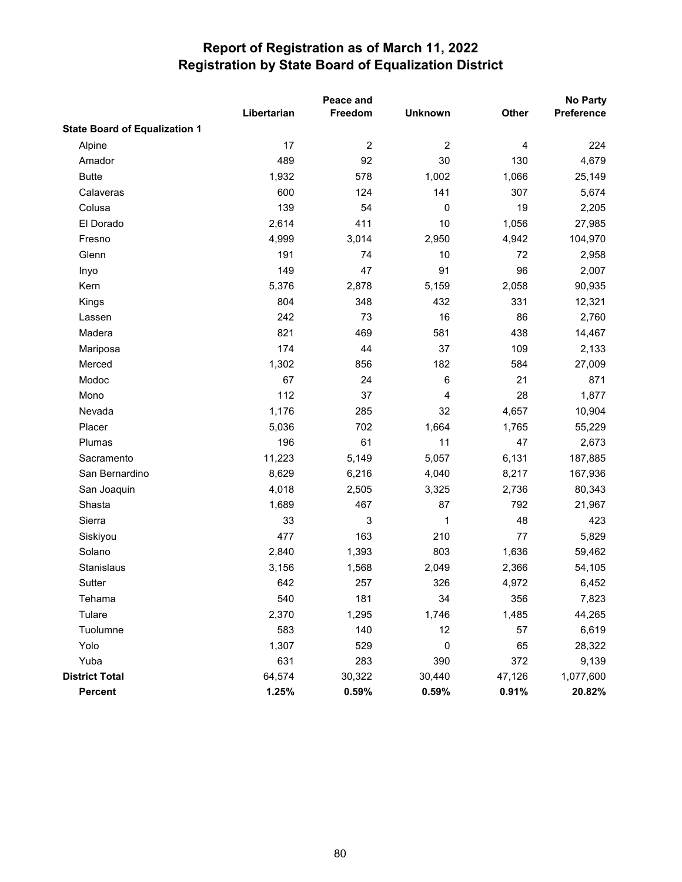# Report of Registration as of March 11, 2022
## Registration by State Board of Equalization District

| | Libertarian | Peace and Freedom | Unknown | Other | No Party Preference |
|---|---|---|---|---|---|
| **State Board of Equalization 1** | | | | | |
| Alpine | 17 | 2 | 2 | 4 | 224 |
| Amador | 489 | 92 | 30 | 130 | 4,679 |
| Butte | 1,932 | 578 | 1,002 | 1,066 | 25,149 |
| Calaveras | 600 | 124 | 141 | 307 | 5,674 |
| Colusa | 139 | 54 | 0 | 19 | 2,205 |
| El Dorado | 2,614 | 411 | 10 | 1,056 | 27,985 |
| Fresno | 4,999 | 3,014 | 2,950 | 4,942 | 104,970 |
| Glenn | 191 | 74 | 10 | 72 | 2,958 |
| Inyo | 149 | 47 | 91 | 96 | 2,007 |
| Kern | 5,376 | 2,878 | 5,159 | 2,058 | 90,935 |
| Kings | 804 | 348 | 432 | 331 | 12,321 |
| Lassen | 242 | 73 | 16 | 86 | 2,760 |
| Madera | 821 | 469 | 581 | 438 | 14,467 |
| Mariposa | 174 | 44 | 37 | 109 | 2,133 |
| Merced | 1,302 | 856 | 182 | 584 | 27,009 |
| Modoc | 67 | 24 | 6 | 21 | 871 |
| Mono | 112 | 37 | 4 | 28 | 1,877 |
| Nevada | 1,176 | 285 | 32 | 4,657 | 10,904 |
| Placer | 5,036 | 702 | 1,664 | 1,765 | 55,229 |
| Plumas | 196 | 61 | 11 | 47 | 2,673 |
| Sacramento | 11,223 | 5,149 | 5,057 | 6,131 | 187,885 |
| San Bernardino | 8,629 | 6,216 | 4,040 | 8,217 | 167,936 |
| San Joaquin | 4,018 | 2,505 | 3,325 | 2,736 | 80,343 |
| Shasta | 1,689 | 467 | 87 | 792 | 21,967 |
| Sierra | 33 | 3 | 1 | 48 | 423 |
| Siskiyou | 477 | 163 | 210 | 77 | 5,829 |
| Solano | 2,840 | 1,393 | 803 | 1,636 | 59,462 |
| Stanislaus | 3,156 | 1,568 | 2,049 | 2,366 | 54,105 |
| Sutter | 642 | 257 | 326 | 4,972 | 6,452 |
| Tehama | 540 | 181 | 34 | 356 | 7,823 |
| Tulare | 2,370 | 1,295 | 1,746 | 1,485 | 44,265 |
| Tuolumne | 583 | 140 | 12 | 57 | 6,619 |
| Yolo | 1,307 | 529 | 0 | 65 | 28,322 |
| Yuba | 631 | 283 | 390 | 372 | 9,139 |
| **District Total** | 64,574 | 30,322 | 30,440 | 47,126 | 1,077,600 |
| **Percent** | **1.25%** | **0.59%** | **0.59%** | **0.91%** | **20.82%** |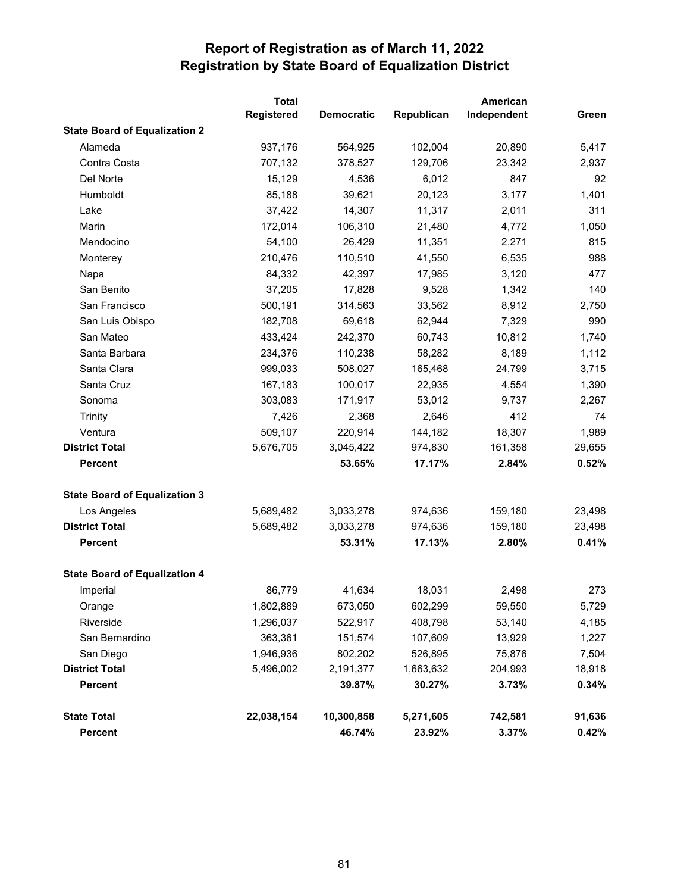# Report of Registration as of March 11, 2022
## Registration by State Board of Equalization District

| | Total Registered | Democratic | Republican | American Independent | Green |
|---|---|---|---|---|---|
| **State Board of Equalization 2** | | | | | |
| Alameda | 937,176 | 564,925 | 102,004 | 20,890 | 5,417 |
| Contra Costa | 707,132 | 378,527 | 129,706 | 23,342 | 2,937 |
| Del Norte | 15,129 | 4,536 | 6,012 | 847 | 92 |
| Humboldt | 85,188 | 39,621 | 20,123 | 3,177 | 1,401 |
| Lake | 37,422 | 14,307 | 11,317 | 2,011 | 311 |
| Marin | 172,014 | 106,310 | 21,480 | 4,772 | 1,050 |
| Mendocino | 54,100 | 26,429 | 11,351 | 2,271 | 815 |
| Monterey | 210,476 | 110,510 | 41,550 | 6,535 | 988 |
| Napa | 84,332 | 42,397 | 17,985 | 3,120 | 477 |
| San Benito | 37,205 | 17,828 | 9,528 | 1,342 | 140 |
| San Francisco | 500,191 | 314,563 | 33,562 | 8,912 | 2,750 |
| San Luis Obispo | 182,708 | 69,618 | 62,944 | 7,329 | 990 |
| San Mateo | 433,424 | 242,370 | 60,743 | 10,812 | 1,740 |
| Santa Barbara | 234,376 | 110,238 | 58,282 | 8,189 | 1,112 |
| Santa Clara | 999,033 | 508,027 | 165,468 | 24,799 | 3,715 |
| Santa Cruz | 167,183 | 100,017 | 22,935 | 4,554 | 1,390 |
| Sonoma | 303,083 | 171,917 | 53,012 | 9,737 | 2,267 |
| Trinity | 7,426 | 2,368 | 2,646 | 412 | 74 |
| Ventura | 509,107 | 220,914 | 144,182 | 18,307 | 1,989 |
| **District Total** | 5,676,705 | 3,045,422 | 974,830 | 161,358 | 29,655 |
| **Percent** | | **53.65%** | **17.17%** | **2.84%** | **0.52%** |
| **State Board of Equalization 3** | | | | | |
| Los Angeles | 5,689,482 | 3,033,278 | 974,636 | 159,180 | 23,498 |
| **District Total** | 5,689,482 | 3,033,278 | 974,636 | 159,180 | 23,498 |
| **Percent** | | **53.31%** | **17.13%** | **2.80%** | **0.41%** |
| **State Board of Equalization 4** | | | | | |
| Imperial | 86,779 | 41,634 | 18,031 | 2,498 | 273 |
| Orange | 1,802,889 | 673,050 | 602,299 | 59,550 | 5,729 |
| Riverside | 1,296,037 | 522,917 | 408,798 | 53,140 | 4,185 |
| San Bernardino | 363,361 | 151,574 | 107,609 | 13,929 | 1,227 |
| San Diego | 1,946,936 | 802,202 | 526,895 | 75,876 | 7,504 |
| **District Total** | 5,496,002 | 2,191,377 | 1,663,632 | 204,993 | 18,918 |
| **Percent** | | **39.87%** | **30.27%** | **3.73%** | **0.34%** |
| **State Total** | **22,038,154** | **10,300,858** | **5,271,605** | **742,581** | **91,636** |
| **Percent** | | **46.74%** | **23.92%** | **3.37%** | **0.42%** |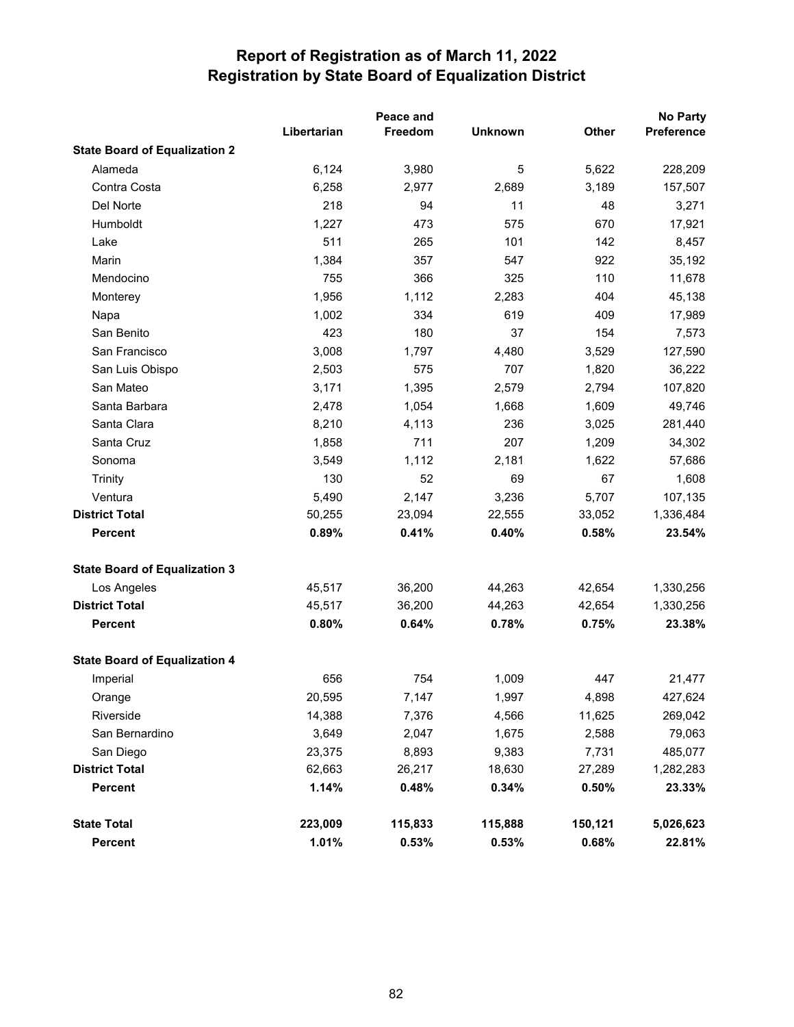# Report of Registration as of March 11, 2022
## Registration by State Board of Equalization District

| | Libertarian | Peace and Freedom | Unknown | Other | No Party Preference |
|---|---|---|---|---|---|
| **State Board of Equalization 2** | | | | | |
| Alameda | 6,124 | 3,980 | 5 | 5,622 | 228,209 |
| Contra Costa | 6,258 | 2,977 | 2,689 | 3,189 | 157,507 |
| Del Norte | 218 | 94 | 11 | 48 | 3,271 |
| Humboldt | 1,227 | 473 | 575 | 670 | 17,921 |
| Lake | 511 | 265 | 101 | 142 | 8,457 |
| Marin | 1,384 | 357 | 547 | 922 | 35,192 |
| Mendocino | 755 | 366 | 325 | 110 | 11,678 |
| Monterey | 1,956 | 1,112 | 2,283 | 404 | 45,138 |
| Napa | 1,002 | 334 | 619 | 409 | 17,989 |
| San Benito | 423 | 180 | 37 | 154 | 7,573 |
| San Francisco | 3,008 | 1,797 | 4,480 | 3,529 | 127,590 |
| San Luis Obispo | 2,503 | 575 | 707 | 1,820 | 36,222 |
| San Mateo | 3,171 | 1,395 | 2,579 | 2,794 | 107,820 |
| Santa Barbara | 2,478 | 1,054 | 1,668 | 1,609 | 49,746 |
| Santa Clara | 8,210 | 4,113 | 236 | 3,025 | 281,440 |
| Santa Cruz | 1,858 | 711 | 207 | 1,209 | 34,302 |
| Sonoma | 3,549 | 1,112 | 2,181 | 1,622 | 57,686 |
| Trinity | 130 | 52 | 69 | 67 | 1,608 |
| Ventura | 5,490 | 2,147 | 3,236 | 5,707 | 107,135 |
| **District Total** | 50,255 | 23,094 | 22,555 | 33,052 | 1,336,484 |
| **Percent** | **0.89%** | **0.41%** | **0.40%** | **0.58%** | **23.54%** |
| **State Board of Equalization 3** | | | | | |
| Los Angeles | 45,517 | 36,200 | 44,263 | 42,654 | 1,330,256 |
| **District Total** | 45,517 | 36,200 | 44,263 | 42,654 | 1,330,256 |
| **Percent** | **0.80%** | **0.64%** | **0.78%** | **0.75%** | **23.38%** |
| **State Board of Equalization 4** | | | | | |
| Imperial | 656 | 754 | 1,009 | 447 | 21,477 |
| Orange | 20,595 | 7,147 | 1,997 | 4,898 | 427,624 |
| Riverside | 14,388 | 7,376 | 4,566 | 11,625 | 269,042 |
| San Bernardino | 3,649 | 2,047 | 1,675 | 2,588 | 79,063 |
| San Diego | 23,375 | 8,893 | 9,383 | 7,731 | 485,077 |
| **District Total** | 62,663 | 26,217 | 18,630 | 27,289 | 1,282,283 |
| **Percent** | **1.14%** | **0.48%** | **0.34%** | **0.50%** | **23.33%** |
| **State Total** | **223,009** | **115,833** | **115,888** | **150,121** | **5,026,623** |
| **Percent** | **1.01%** | **0.53%** | **0.53%** | **0.68%** | **22.81%** |